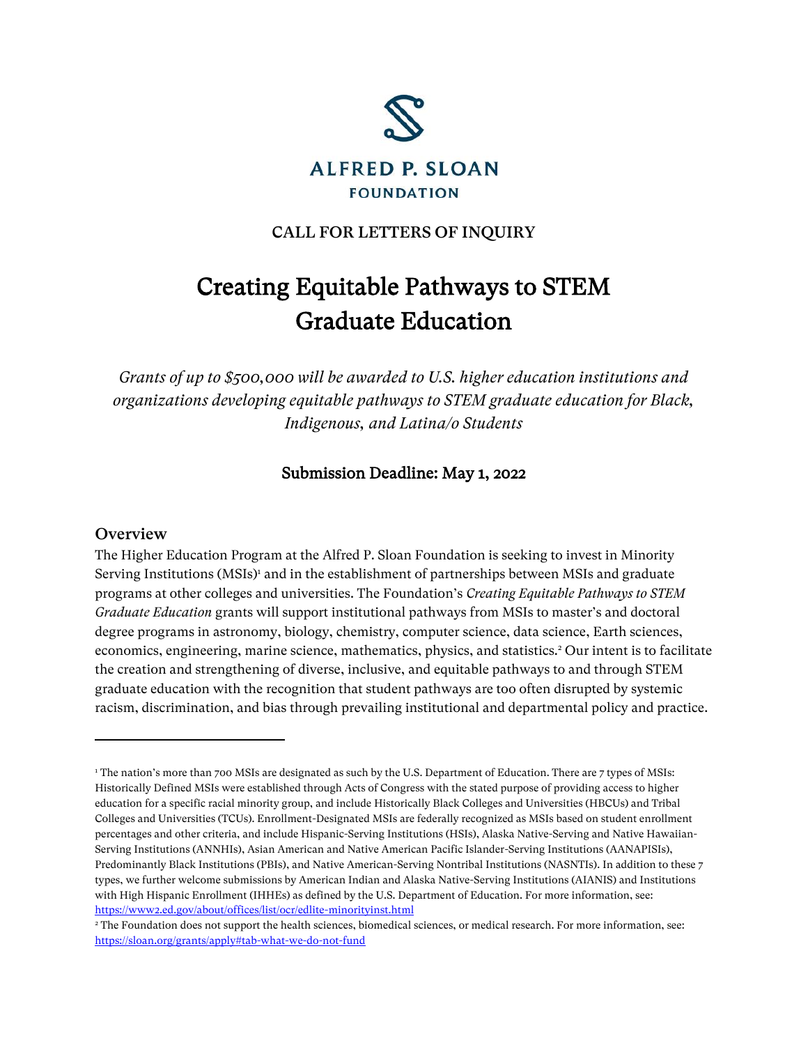ALFRED P. SLOAN FOUNDATION

**CALL FOR LETTERS OF INQUIRY**

# Creating Equitable Pathways to STEM Graduate Education

*Grants of up to $500,000 will be awarded to U.S. higher education institutions and organizations developing equitable pathways to STEM graduate education for Black, Indigenous, and Latina/o Students*

**Submission Deadline: May 1, 2022**

## Overview

The Higher Education Program at the Alfred P. Sloan Foundation is seeking to invest in Minority Serving Institutions (MSIs)[1] and in the establishment of partnerships between MSIs and graduate programs at other colleges and universities. The Foundation's *Creating Equitable Pathways to STEM Graduate Education* grants will support institutional pathways from MSIs to master's and doctoral degree programs in astronomy, biology, chemistry, computer science, data science, Earth sciences, economics, engineering, marine science, mathematics, physics, and statistics.[2] Our intent is to facilitate the creation and strengthening of diverse, inclusive, and equitable pathways to and through STEM graduate education with the recognition that student pathways are too often disrupted by systemic racism, discrimination, and bias through prevailing institutional and departmental policy and practice.

---

[1] The nation's more than 700 MSIs are designated as such by the U.S. Department of Education. There are 7 types of MSIs: Historically Defined MSIs were established through Acts of Congress with the stated purpose of providing access to higher education for a specific racial minority group, and include Historically Black Colleges and Universities (HBCUs) and Tribal Colleges and Universities (TCUs). Enrollment-Designated MSIs are federally recognized as MSIs based on student enrollment percentages and other criteria, and include Hispanic-Serving Institutions (HSIs), Alaska Native-Serving and Native Hawaiian-Serving Institutions (ANNHIs), Asian American and Native American Pacific Islander-Serving Institutions (AANAPISIs), Predominantly Black Institutions (PBIs), and Native American-Serving Nontribal Institutions (NASNTIs). In addition to these 7 types, we further welcome submissions by American Indian and Alaska Native-Serving Institutions (AIANIS) and Institutions with High Hispanic Enrollment (IHHEs) as defined by the U.S. Department of Education. For more information, see: https://www2.ed.gov/about/offices/list/ocr/edlite-minorityinst.html

[2] The Foundation does not support the health sciences, biomedical sciences, or medical research. For more information, see: https://sloan.org/grants/apply#tab-what-we-do-not-fund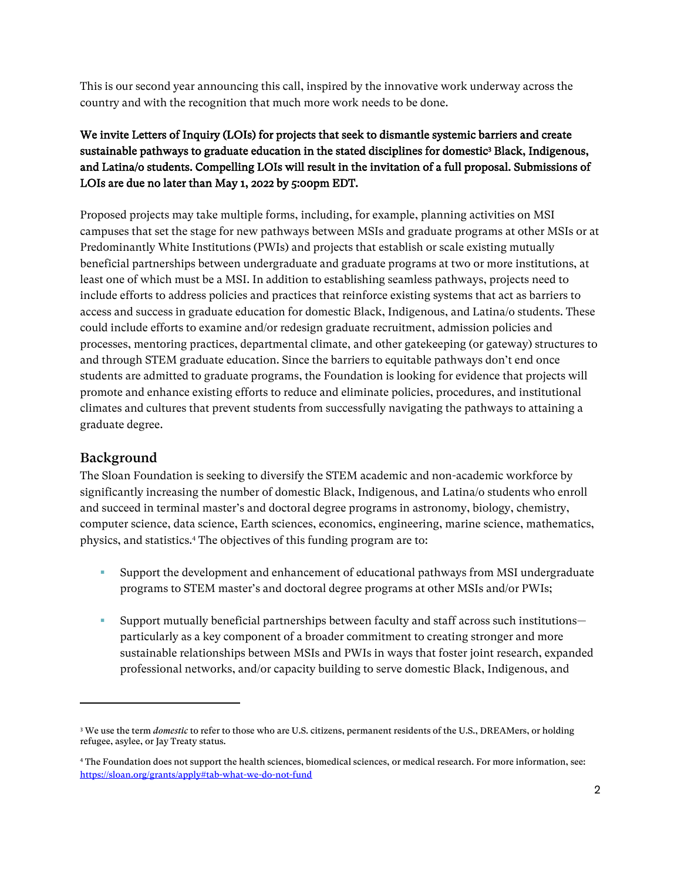This is our second year announcing this call, inspired by the innovative work underway across the country and with the recognition that much more work needs to be done.

**We invite Letters of Inquiry (LOIs) for projects that seek to dismantle systemic barriers and create sustainable pathways to graduate education in the stated disciplines for domestic[3] Black, Indigenous, and Latina/o students. Compelling LOIs will result in the invitation of a full proposal. Submissions of LOIs are due no later than May 1, 2022 by 5:00pm EDT.**

Proposed projects may take multiple forms, including, for example, planning activities on MSI campuses that set the stage for new pathways between MSIs and graduate programs at other MSIs or at Predominantly White Institutions (PWIs) and projects that establish or scale existing mutually beneficial partnerships between undergraduate and graduate programs at two or more institutions, at least one of which must be a MSI. In addition to establishing seamless pathways, projects need to include efforts to address policies and practices that reinforce existing systems that act as barriers to access and success in graduate education for domestic Black, Indigenous, and Latina/o students. These could include efforts to examine and/or redesign graduate recruitment, admission policies and processes, mentoring practices, departmental climate, and other gatekeeping (or gateway) structures to and through STEM graduate education. Since the barriers to equitable pathways don't end once students are admitted to graduate programs, the Foundation is looking for evidence that projects will promote and enhance existing efforts to reduce and eliminate policies, procedures, and institutional climates and cultures that prevent students from successfully navigating the pathways to attaining a graduate degree.

## Background

The Sloan Foundation is seeking to diversify the STEM academic and non-academic workforce by significantly increasing the number of domestic Black, Indigenous, and Latina/o students who enroll and succeed in terminal master's and doctoral degree programs in astronomy, biology, chemistry, computer science, data science, Earth sciences, economics, engineering, marine science, mathematics, physics, and statistics.[4] The objectives of this funding program are to:

- Support the development and enhancement of educational pathways from MSI undergraduate programs to STEM master's and doctoral degree programs at other MSIs and/or PWIs;
- Support mutually beneficial partnerships between faculty and staff across such institutions—particularly as a key component of a broader commitment to creating stronger and more sustainable relationships between MSIs and PWIs in ways that foster joint research, expanded professional networks, and/or capacity building to serve domestic Black, Indigenous, and

---

[3] We use the term *domestic* to refer to those who are U.S. citizens, permanent residents of the U.S., DREAMers, or holding refugee, asylee, or Jay Treaty status.

[4] The Foundation does not support the health sciences, biomedical sciences, or medical research. For more information, see: https://sloan.org/grants/apply#tab-what-we-do-not-fund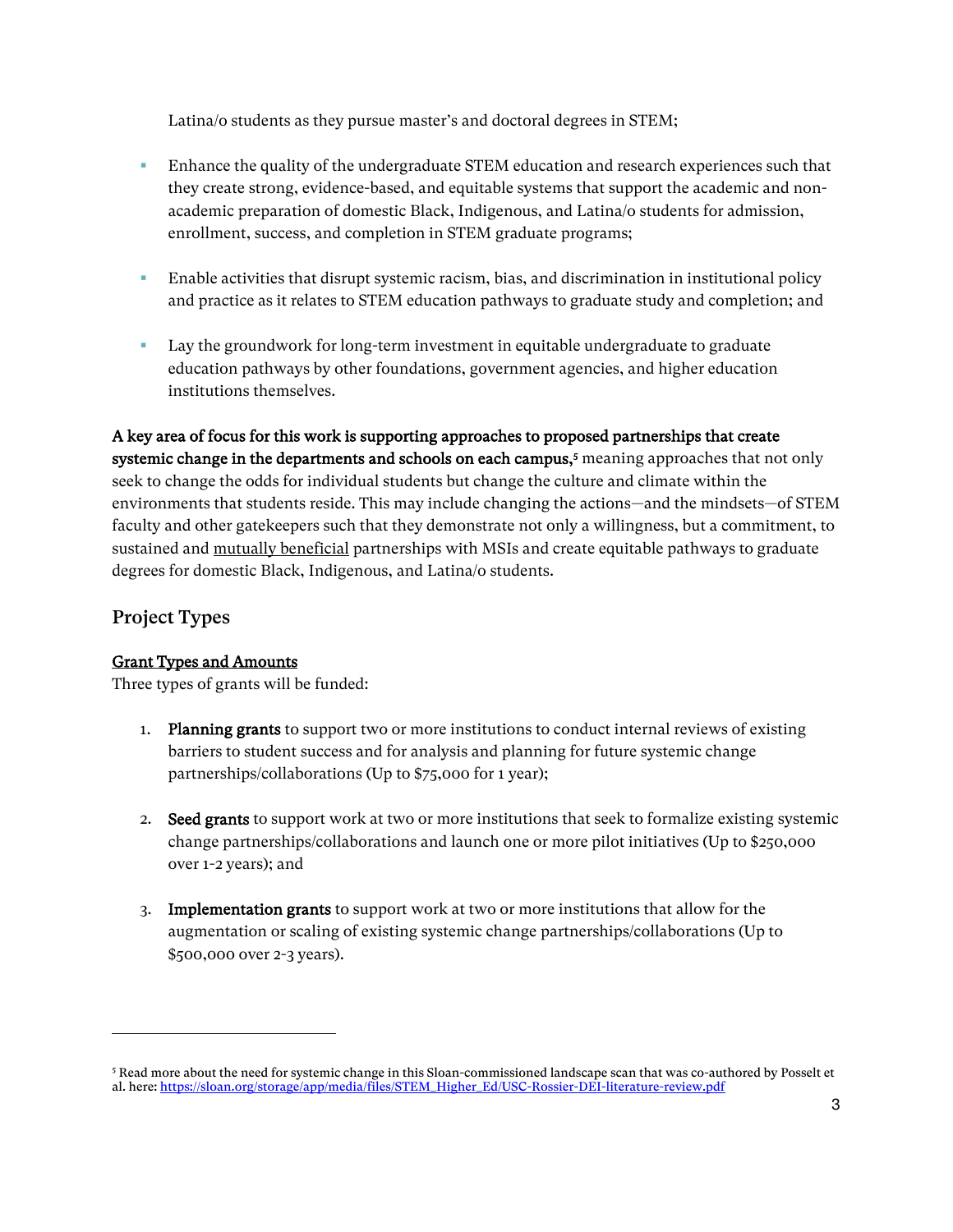Latina/o students as they pursue master's and doctoral degrees in STEM;

- Enhance the quality of the undergraduate STEM education and research experiences such that they create strong, evidence-based, and equitable systems that support the academic and non-academic preparation of domestic Black, Indigenous, and Latina/o students for admission, enrollment, success, and completion in STEM graduate programs;

- Enable activities that disrupt systemic racism, bias, and discrimination in institutional policy and practice as it relates to STEM education pathways to graduate study and completion; and

- Lay the groundwork for long-term investment in equitable undergraduate to graduate education pathways by other foundations, government agencies, and higher education institutions themselves.

**A key area of focus for this work is supporting approaches to proposed partnerships that create systemic change in the departments and schools on each campus,**[5] meaning approaches that not only seek to change the odds for individual students but change the culture and climate within the environments that students reside. This may include changing the actions—and the mindsets—of STEM faculty and other gatekeepers such that they demonstrate not only a willingness, but a commitment, to sustained and mutually beneficial partnerships with MSIs and create equitable pathways to graduate degrees for domestic Black, Indigenous, and Latina/o students.

## Project Types

**Grant Types and Amounts**

Three types of grants will be funded:

1. **Planning grants** to support two or more institutions to conduct internal reviews of existing barriers to student success and for analysis and planning for future systemic change partnerships/collaborations (Up to $75,000 for 1 year);

2. **Seed grants** to support work at two or more institutions that seek to formalize existing systemic change partnerships/collaborations and launch one or more pilot initiatives (Up to $250,000 over 1-2 years); and

3. **Implementation grants** to support work at two or more institutions that allow for the augmentation or scaling of existing systemic change partnerships/collaborations (Up to $500,000 over 2-3 years).

---

[5] Read more about the need for systemic change in this Sloan-commissioned landscape scan that was co-authored by Posselt et al. here: https://sloan.org/storage/app/media/files/STEM_Higher_Ed/USC-Rossier-DEI-literature-review.pdf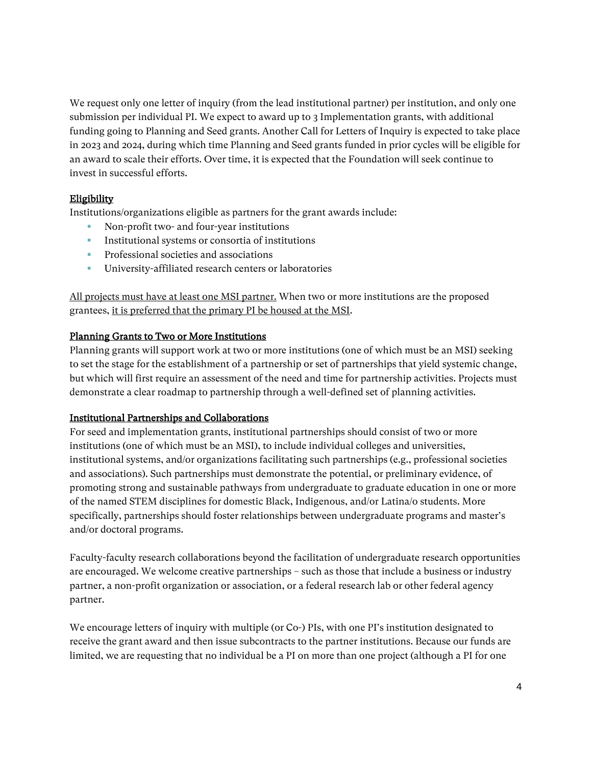We request only one letter of inquiry (from the lead institutional partner) per institution, and only one submission per individual PI. We expect to award up to 3 Implementation grants, with additional funding going to Planning and Seed grants. Another Call for Letters of Inquiry is expected to take place in 2023 and 2024, during which time Planning and Seed grants funded in prior cycles will be eligible for an award to scale their efforts. Over time, it is expected that the Foundation will seek continue to invest in successful efforts.

<u>Eligibility</u>

Institutions/organizations eligible as partners for the grant awards include:

- Non-profit two- and four-year institutions
- Institutional systems or consortia of institutions
- Professional societies and associations
- University-affiliated research centers or laboratories

<u>All projects must have at least one MSI partner.</u> When two or more institutions are the proposed grantees, <u>it is preferred that the primary PI be housed at the MSI</u>.

<u>Planning Grants to Two or More Institutions</u>

Planning grants will support work at two or more institutions (one of which must be an MSI) seeking to set the stage for the establishment of a partnership or set of partnerships that yield systemic change, but which will first require an assessment of the need and time for partnership activities. Projects must demonstrate a clear roadmap to partnership through a well-defined set of planning activities.

<u>Institutional Partnerships and Collaborations</u>

For seed and implementation grants, institutional partnerships should consist of two or more institutions (one of which must be an MSI), to include individual colleges and universities, institutional systems, and/or organizations facilitating such partnerships (e.g., professional societies and associations). Such partnerships must demonstrate the potential, or preliminary evidence, of promoting strong and sustainable pathways from undergraduate to graduate education in one or more of the named STEM disciplines for domestic Black, Indigenous, and/or Latina/o students. More specifically, partnerships should foster relationships between undergraduate programs and master's and/or doctoral programs.

Faculty-faculty research collaborations beyond the facilitation of undergraduate research opportunities are encouraged. We welcome creative partnerships – such as those that include a business or industry partner, a non-profit organization or association, or a federal research lab or other federal agency partner.

We encourage letters of inquiry with multiple (or Co-) PIs, with one PI's institution designated to receive the grant award and then issue subcontracts to the partner institutions. Because our funds are limited, we are requesting that no individual be a PI on more than one project (although a PI for one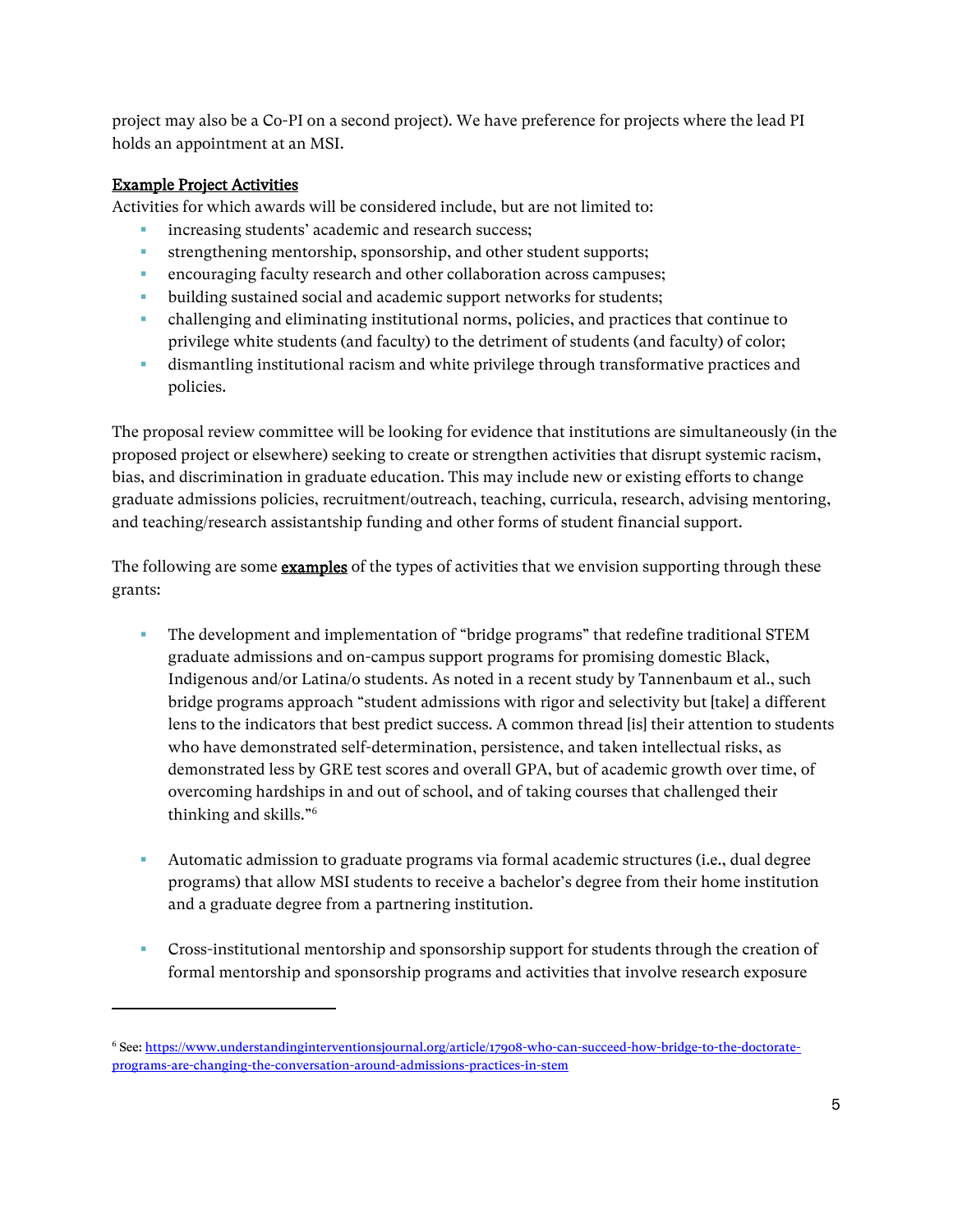project may also be a Co-PI on a second project). We have preference for projects where the lead PI holds an appointment at an MSI.

## Example Project Activities

Activities for which awards will be considered include, but are not limited to:

- increasing students' academic and research success;
- strengthening mentorship, sponsorship, and other student supports;
- encouraging faculty research and other collaboration across campuses;
- building sustained social and academic support networks for students;
- challenging and eliminating institutional norms, policies, and practices that continue to privilege white students (and faculty) to the detriment of students (and faculty) of color;
- dismantling institutional racism and white privilege through transformative practices and policies.

The proposal review committee will be looking for evidence that institutions are simultaneously (in the proposed project or elsewhere) seeking to create or strengthen activities that disrupt systemic racism, bias, and discrimination in graduate education. This may include new or existing efforts to change graduate admissions policies, recruitment/outreach, teaching, curricula, research, advising mentoring, and teaching/research assistantship funding and other forms of student financial support.

The following are some **examples** of the types of activities that we envision supporting through these grants:

- The development and implementation of "bridge programs" that redefine traditional STEM graduate admissions and on-campus support programs for promising domestic Black, Indigenous and/or Latina/o students. As noted in a recent study by Tannenbaum et al., such bridge programs approach "student admissions with rigor and selectivity but [take] a different lens to the indicators that best predict success. A common thread [is] their attention to students who have demonstrated self-determination, persistence, and taken intellectual risks, as demonstrated less by GRE test scores and overall GPA, but of academic growth over time, of overcoming hardships in and out of school, and of taking courses that challenged their thinking and skills."[6]

- Automatic admission to graduate programs via formal academic structures (i.e., dual degree programs) that allow MSI students to receive a bachelor's degree from their home institution and a graduate degree from a partnering institution.

- Cross-institutional mentorship and sponsorship support for students through the creation of formal mentorship and sponsorship programs and activities that involve research exposure

---

[6] See: https://www.understandinginterventionsjournal.org/article/17908-who-can-succeed-how-bridge-to-the-doctorate-programs-are-changing-the-conversation-around-admissions-practices-in-stem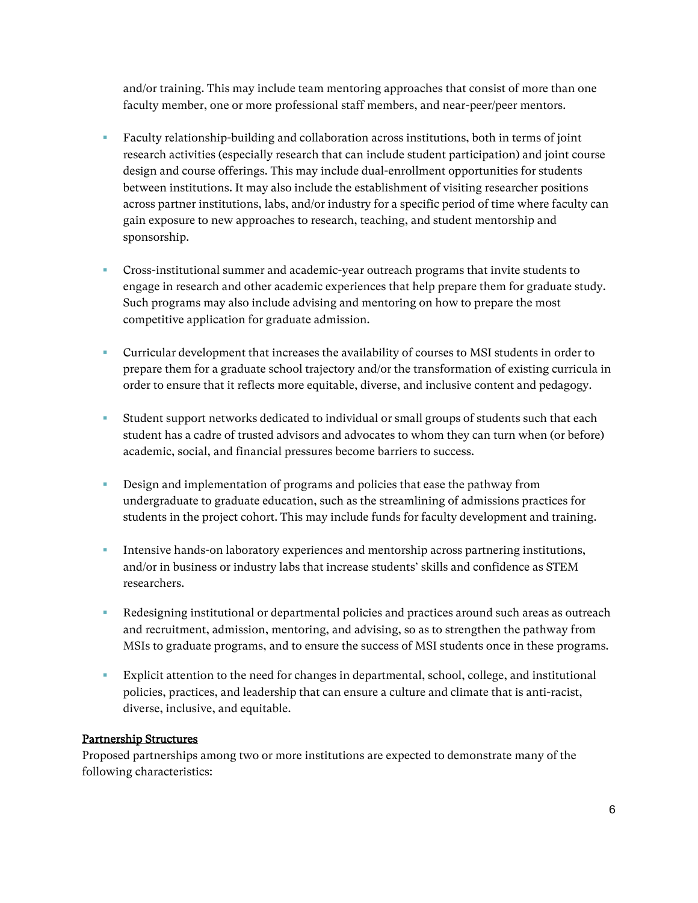and/or training. This may include team mentoring approaches that consist of more than one faculty member, one or more professional staff members, and near-peer/peer mentors.

- Faculty relationship-building and collaboration across institutions, both in terms of joint research activities (especially research that can include student participation) and joint course design and course offerings. This may include dual-enrollment opportunities for students between institutions. It may also include the establishment of visiting researcher positions across partner institutions, labs, and/or industry for a specific period of time where faculty can gain exposure to new approaches to research, teaching, and student mentorship and sponsorship.

- Cross-institutional summer and academic-year outreach programs that invite students to engage in research and other academic experiences that help prepare them for graduate study. Such programs may also include advising and mentoring on how to prepare the most competitive application for graduate admission.

- Curricular development that increases the availability of courses to MSI students in order to prepare them for a graduate school trajectory and/or the transformation of existing curricula in order to ensure that it reflects more equitable, diverse, and inclusive content and pedagogy.

- Student support networks dedicated to individual or small groups of students such that each student has a cadre of trusted advisors and advocates to whom they can turn when (or before) academic, social, and financial pressures become barriers to success.

- Design and implementation of programs and policies that ease the pathway from undergraduate to graduate education, such as the streamlining of admissions practices for students in the project cohort. This may include funds for faculty development and training.

- Intensive hands-on laboratory experiences and mentorship across partnering institutions, and/or in business or industry labs that increase students' skills and confidence as STEM researchers.

- Redesigning institutional or departmental policies and practices around such areas as outreach and recruitment, admission, mentoring, and advising, so as to strengthen the pathway from MSIs to graduate programs, and to ensure the success of MSI students once in these programs.

- Explicit attention to the need for changes in departmental, school, college, and institutional policies, practices, and leadership that can ensure a culture and climate that is anti-racist, diverse, inclusive, and equitable.

<u>Partnership Structures</u>

Proposed partnerships among two or more institutions are expected to demonstrate many of the following characteristics: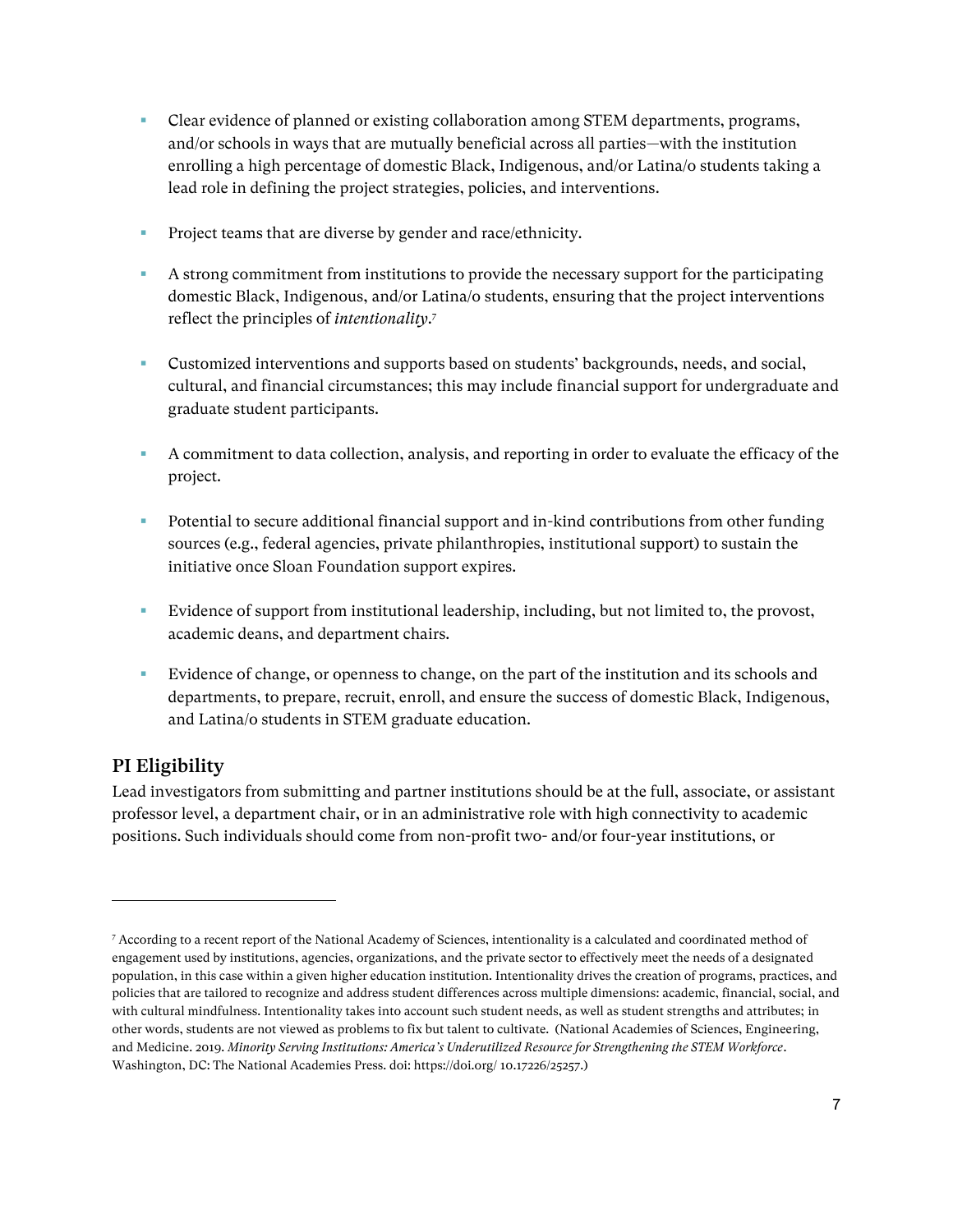- Clear evidence of planned or existing collaboration among STEM departments, programs, and/or schools in ways that are mutually beneficial across all parties—with the institution enrolling a high percentage of domestic Black, Indigenous, and/or Latina/o students taking a lead role in defining the project strategies, policies, and interventions.
- Project teams that are diverse by gender and race/ethnicity.
- A strong commitment from institutions to provide the necessary support for the participating domestic Black, Indigenous, and/or Latina/o students, ensuring that the project interventions reflect the principles of *intentionality*.[7]
- Customized interventions and supports based on students' backgrounds, needs, and social, cultural, and financial circumstances; this may include financial support for undergraduate and graduate student participants.
- A commitment to data collection, analysis, and reporting in order to evaluate the efficacy of the project.
- Potential to secure additional financial support and in-kind contributions from other funding sources (e.g., federal agencies, private philanthropies, institutional support) to sustain the initiative once Sloan Foundation support expires.
- Evidence of support from institutional leadership, including, but not limited to, the provost, academic deans, and department chairs.
- Evidence of change, or openness to change, on the part of the institution and its schools and departments, to prepare, recruit, enroll, and ensure the success of domestic Black, Indigenous, and Latina/o students in STEM graduate education.

## PI Eligibility

Lead investigators from submitting and partner institutions should be at the full, associate, or assistant professor level, a department chair, or in an administrative role with high connectivity to academic positions. Such individuals should come from non-profit two- and/or four-year institutions, or

---

[7] According to a recent report of the National Academy of Sciences, intentionality is a calculated and coordinated method of engagement used by institutions, agencies, organizations, and the private sector to effectively meet the needs of a designated population, in this case within a given higher education institution. Intentionality drives the creation of programs, practices, and policies that are tailored to recognize and address student differences across multiple dimensions: academic, financial, social, and with cultural mindfulness. Intentionality takes into account such student needs, as well as student strengths and attributes; in other words, students are not viewed as problems to fix but talent to cultivate. (National Academies of Sciences, Engineering, and Medicine. 2019. *Minority Serving Institutions: America's Underutilized Resource for Strengthening the STEM Workforce*. Washington, DC: The National Academies Press. doi: https://doi.org/ 10.17226/25257.)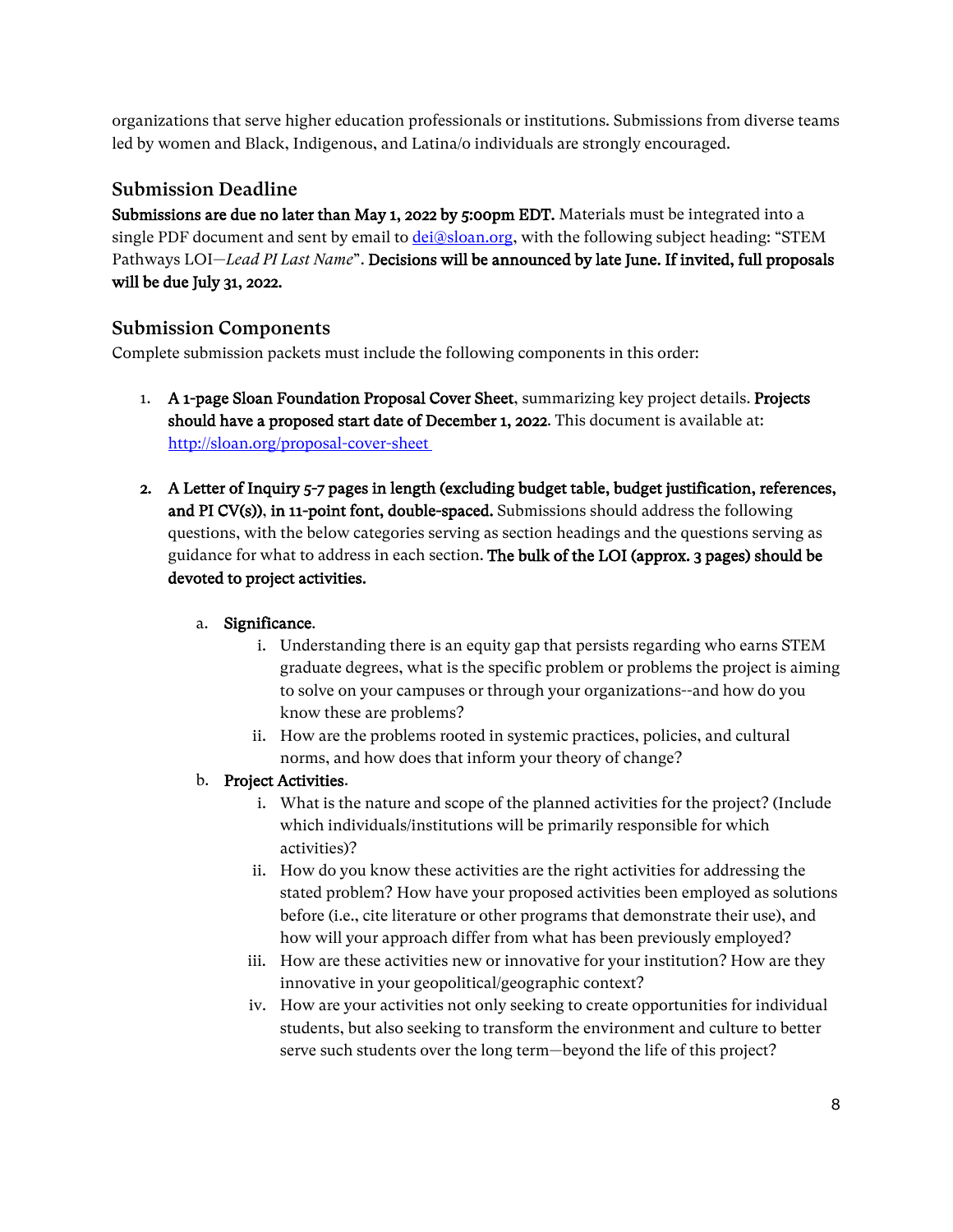organizations that serve higher education professionals or institutions. Submissions from diverse teams led by women and Black, Indigenous, and Latina/o individuals are strongly encouraged.

## Submission Deadline

**Submissions are due no later than May 1, 2022 by 5:00pm EDT.** Materials must be integrated into a single PDF document and sent by email to dei@sloan.org, with the following subject heading: "STEM Pathways LOI—*Lead PI Last Name*". **Decisions will be announced by late June. If invited, full proposals will be due July 31, 2022.**

## Submission Components

Complete submission packets must include the following components in this order:

1. **A 1-page Sloan Foundation Proposal Cover Sheet**, summarizing key project details. **Projects should have a proposed start date of December 1, 2022**. This document is available at: http://sloan.org/proposal-cover-sheet

2. **A Letter of Inquiry 5-7 pages in length (excluding budget table, budget justification, references, and PI CV(s))**, **in 11-point font, double-spaced.** Submissions should address the following questions, with the below categories serving as section headings and the questions serving as guidance for what to address in each section. **The bulk of the LOI (approx. 3 pages) should be devoted to project activities.**

   a. **Significance**.
      i. Understanding there is an equity gap that persists regarding who earns STEM graduate degrees, what is the specific problem or problems the project is aiming to solve on your campuses or through your organizations--and how do you know these are problems?
      ii. How are the problems rooted in systemic practices, policies, and cultural norms, and how does that inform your theory of change?

   b. **Project Activities**.
      i. What is the nature and scope of the planned activities for the project? (Include which individuals/institutions will be primarily responsible for which activities)?
      ii. How do you know these activities are the right activities for addressing the stated problem? How have your proposed activities been employed as solutions before (i.e., cite literature or other programs that demonstrate their use), and how will your approach differ from what has been previously employed?
      iii. How are these activities new or innovative for your institution? How are they innovative in your geopolitical/geographic context?
      iv. How are your activities not only seeking to create opportunities for individual students, but also seeking to transform the environment and culture to better serve such students over the long term—beyond the life of this project?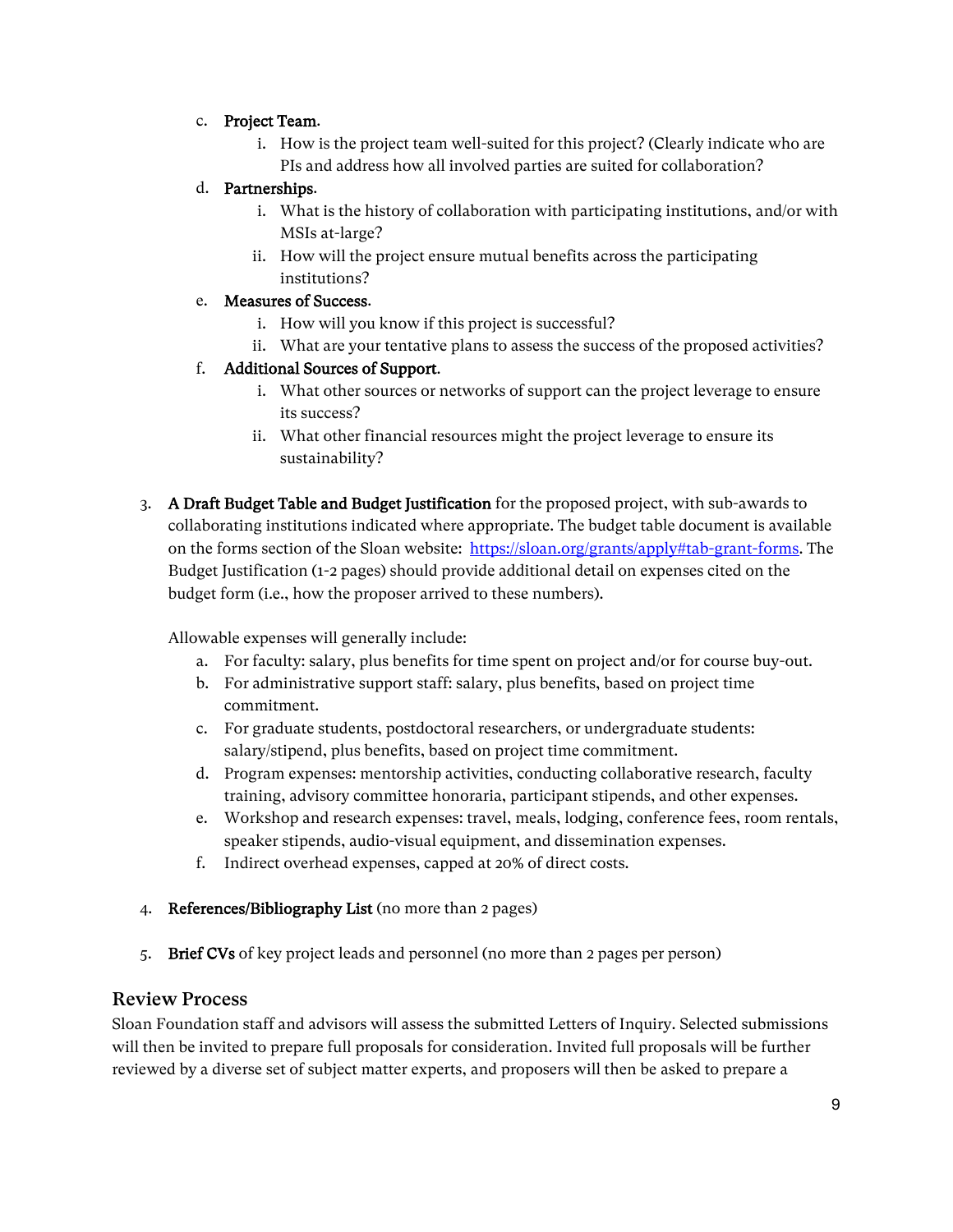c. **Project Team**.
   i. How is the project team well-suited for this project? (Clearly indicate who are PIs and address how all involved parties are suited for collaboration?

d. **Partnerships**.
   i. What is the history of collaboration with participating institutions, and/or with MSIs at-large?
   ii. How will the project ensure mutual benefits across the participating institutions?

e. **Measures of Success**.
   i. How will you know if this project is successful?
   ii. What are your tentative plans to assess the success of the proposed activities?

f. **Additional Sources of Support**.
   i. What other sources or networks of support can the project leverage to ensure its success?
   ii. What other financial resources might the project leverage to ensure its sustainability?

3. **A Draft Budget Table and Budget Justification** for the proposed project, with sub-awards to collaborating institutions indicated where appropriate. The budget table document is available on the forms section of the Sloan website: [https://sloan.org/grants/apply#tab-grant-forms](https://sloan.org/grants/apply#tab-grant-forms). The Budget Justification (1-2 pages) should provide additional detail on expenses cited on the budget form (i.e., how the proposer arrived to these numbers).

   Allowable expenses will generally include:
   a. For faculty: salary, plus benefits for time spent on project and/or for course buy-out.
   b. For administrative support staff: salary, plus benefits, based on project time commitment.
   c. For graduate students, postdoctoral researchers, or undergraduate students: salary/stipend, plus benefits, based on project time commitment.
   d. Program expenses: mentorship activities, conducting collaborative research, faculty training, advisory committee honoraria, participant stipends, and other expenses.
   e. Workshop and research expenses: travel, meals, lodging, conference fees, room rentals, speaker stipends, audio-visual equipment, and dissemination expenses.
   f. Indirect overhead expenses, capped at 20% of direct costs.

4. **References/Bibliography List** (no more than 2 pages)

5. **Brief CVs** of key project leads and personnel (no more than 2 pages per person)

## Review Process

Sloan Foundation staff and advisors will assess the submitted Letters of Inquiry. Selected submissions will then be invited to prepare full proposals for consideration. Invited full proposals will be further reviewed by a diverse set of subject matter experts, and proposers will then be asked to prepare a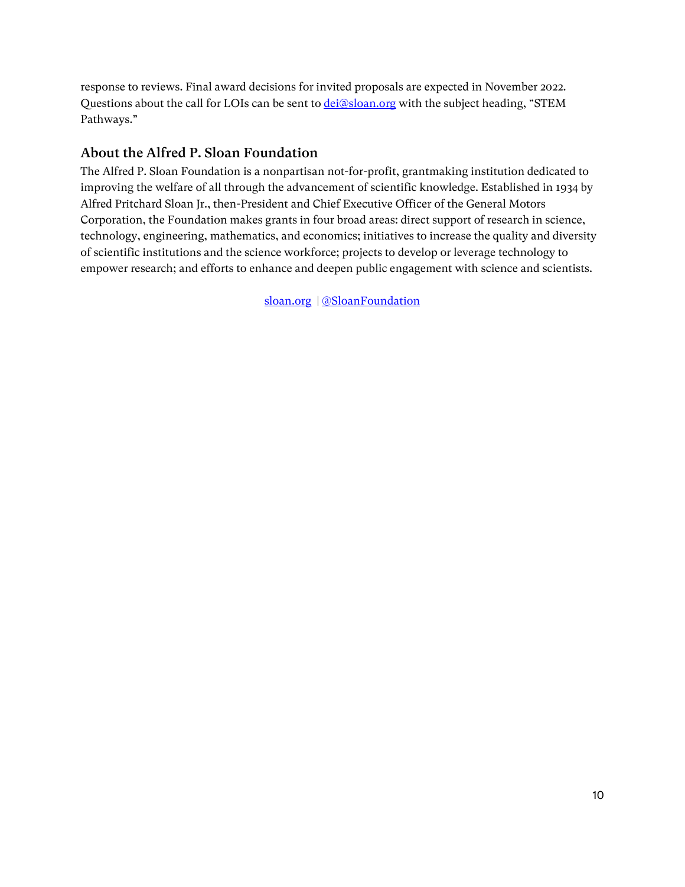response to reviews. Final award decisions for invited proposals are expected in November 2022. Questions about the call for LOIs can be sent to dei@sloan.org with the subject heading, “STEM Pathways.”

## About the Alfred P. Sloan Foundation

The Alfred P. Sloan Foundation is a nonpartisan not-for-profit, grantmaking institution dedicated to improving the welfare of all through the advancement of scientific knowledge. Established in 1934 by Alfred Pritchard Sloan Jr., then-President and Chief Executive Officer of the General Motors Corporation, the Foundation makes grants in four broad areas: direct support of research in science, technology, engineering, mathematics, and economics; initiatives to increase the quality and diversity of scientific institutions and the science workforce; projects to develop or leverage technology to empower research; and efforts to enhance and deepen public engagement with science and scientists.

sloan.org | @SloanFoundation